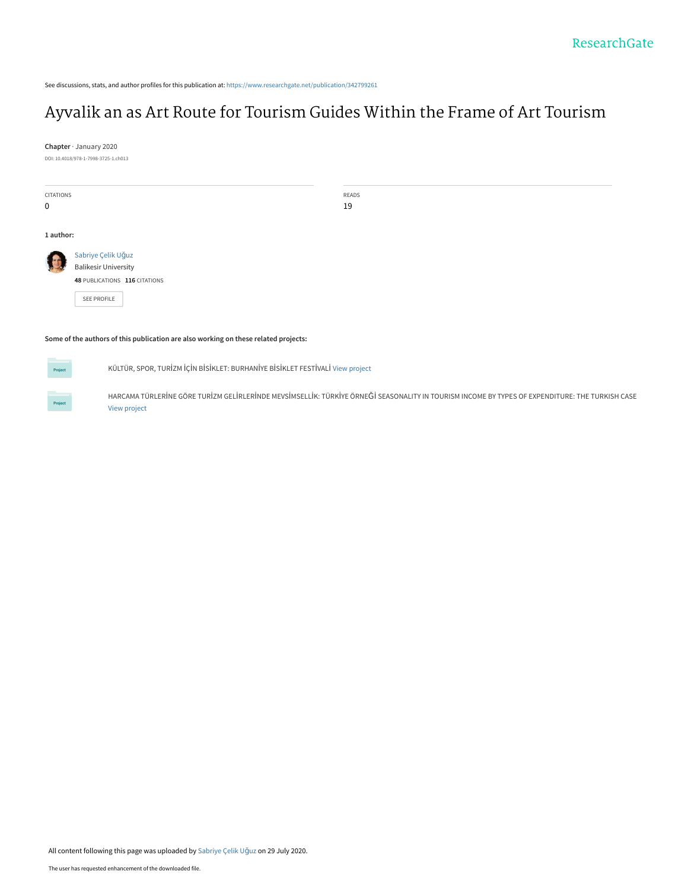See discussions, stats, and author profiles for this publication at: https://www.researchgate.net/publication/342799261

# Ayvalik an as Art Route for Tourism Guides Within the Frame of Art Tourism

**Chapter** · January 2020

DOI: 10.4018/978-1-7998-3725-1.ch013

CITATIONS
0

READS
19

**1 author:**

Sabriye Çelik Uğuz
Balikesir University
**48** PUBLICATIONS **116** CITATIONS

SEE PROFILE

**Some of the authors of this publication are also working on these related projects:**

KÜLTÜR, SPOR, TURİZM İÇİN BİSİKLET: BURHANİYE BİSİKLET FESTİVALİ View project

HARCAMA TÜRLERİNE GÖRE TURİZM GELİRLERİNDE MEVSİMSELLİK: TÜRKİYE ÖRNEĞİ SEASONALITY IN TOURISM INCOME BY TYPES OF EXPENDITURE: THE TURKISH CASE View project

All content following this page was uploaded by Sabriye Çelik Uğuz on 29 July 2020.

The user has requested enhancement of the downloaded file.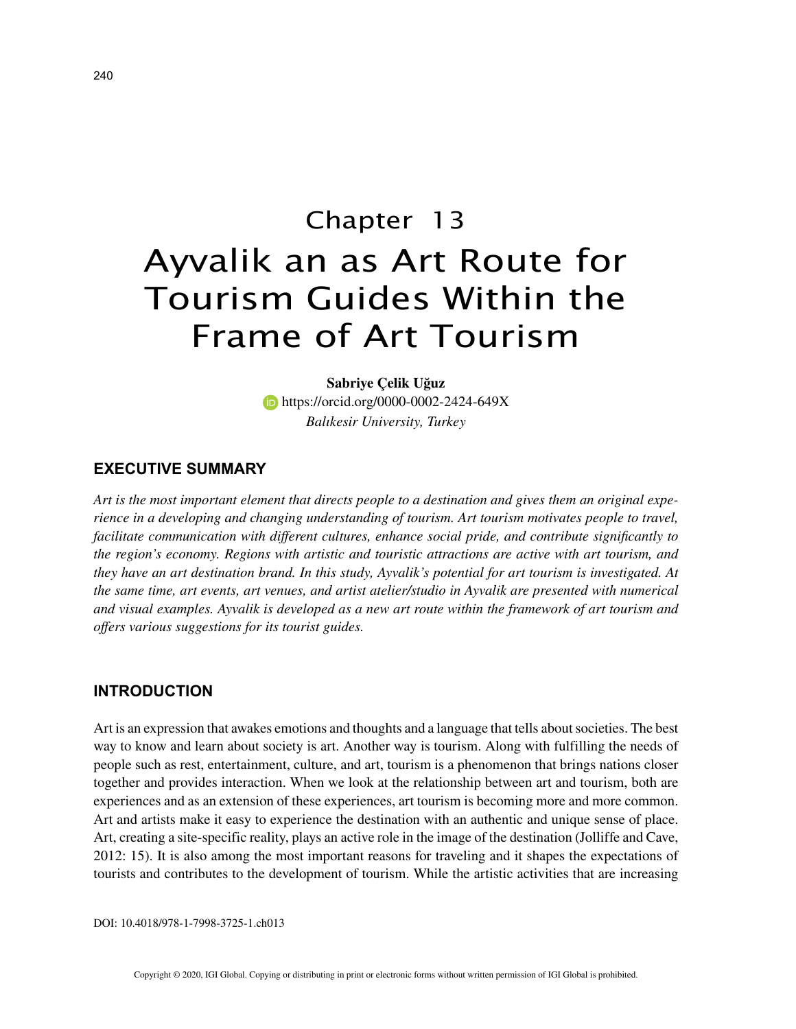# Chapter 13

# Ayvalik an as Art Route for Tourism Guides Within the Frame of Art Tourism

**Sabriye Çelik Uğuz**

https://orcid.org/0000-0002-2424-649X

*Balıkesir University, Turkey*

## EXECUTIVE SUMMARY

*Art is the most important element that directs people to a destination and gives them an original experience in a developing and changing understanding of tourism. Art tourism motivates people to travel, facilitate communication with different cultures, enhance social pride, and contribute significantly to the region's economy. Regions with artistic and touristic attractions are active with art tourism, and they have an art destination brand. In this study, Ayvalik's potential for art tourism is investigated. At the same time, art events, art venues, and artist atelier/studio in Ayvalik are presented with numerical and visual examples. Ayvalik is developed as a new art route within the framework of art tourism and offers various suggestions for its tourist guides.*

## INTRODUCTION

Art is an expression that awakes emotions and thoughts and a language that tells about societies. The best way to know and learn about society is art. Another way is tourism. Along with fulfilling the needs of people such as rest, entertainment, culture, and art, tourism is a phenomenon that brings nations closer together and provides interaction. When we look at the relationship between art and tourism, both are experiences and as an extension of these experiences, art tourism is becoming more and more common. Art and artists make it easy to experience the destination with an authentic and unique sense of place. Art, creating a site-specific reality, plays an active role in the image of the destination (Jolliffe and Cave, 2012: 15). It is also among the most important reasons for traveling and it shapes the expectations of tourists and contributes to the development of tourism. While the artistic activities that are increasing

DOI: 10.4018/978-1-7998-3725-1.ch013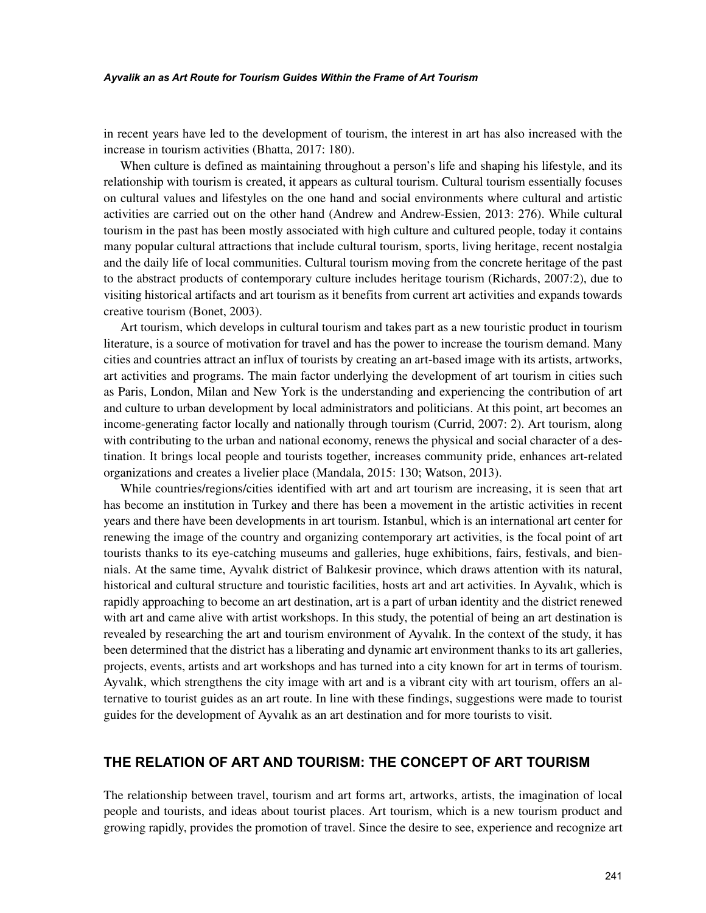in recent years have led to the development of tourism, the interest in art has also increased with the increase in tourism activities (Bhatta, 2017: 180).

When culture is defined as maintaining throughout a person's life and shaping his lifestyle, and its relationship with tourism is created, it appears as cultural tourism. Cultural tourism essentially focuses on cultural values and lifestyles on the one hand and social environments where cultural and artistic activities are carried out on the other hand (Andrew and Andrew-Essien, 2013: 276). While cultural tourism in the past has been mostly associated with high culture and cultured people, today it contains many popular cultural attractions that include cultural tourism, sports, living heritage, recent nostalgia and the daily life of local communities. Cultural tourism moving from the concrete heritage of the past to the abstract products of contemporary culture includes heritage tourism (Richards, 2007:2), due to visiting historical artifacts and art tourism as it benefits from current art activities and expands towards creative tourism (Bonet, 2003).

Art tourism, which develops in cultural tourism and takes part as a new touristic product in tourism literature, is a source of motivation for travel and has the power to increase the tourism demand. Many cities and countries attract an influx of tourists by creating an art-based image with its artists, artworks, art activities and programs. The main factor underlying the development of art tourism in cities such as Paris, London, Milan and New York is the understanding and experiencing the contribution of art and culture to urban development by local administrators and politicians. At this point, art becomes an income-generating factor locally and nationally through tourism (Currid, 2007: 2). Art tourism, along with contributing to the urban and national economy, renews the physical and social character of a destination. It brings local people and tourists together, increases community pride, enhances art-related organizations and creates a livelier place (Mandala, 2015: 130; Watson, 2013).

While countries/regions/cities identified with art and art tourism are increasing, it is seen that art has become an institution in Turkey and there has been a movement in the artistic activities in recent years and there have been developments in art tourism. Istanbul, which is an international art center for renewing the image of the country and organizing contemporary art activities, is the focal point of art tourists thanks to its eye-catching museums and galleries, huge exhibitions, fairs, festivals, and biennials. At the same time, Ayvalık district of Balıkesir province, which draws attention with its natural, historical and cultural structure and touristic facilities, hosts art and art activities. In Ayvalık, which is rapidly approaching to become an art destination, art is a part of urban identity and the district renewed with art and came alive with artist workshops. In this study, the potential of being an art destination is revealed by researching the art and tourism environment of Ayvalık. In the context of the study, it has been determined that the district has a liberating and dynamic art environment thanks to its art galleries, projects, events, artists and art workshops and has turned into a city known for art in terms of tourism. Ayvalık, which strengthens the city image with art and is a vibrant city with art tourism, offers an alternative to tourist guides as an art route. In line with these findings, suggestions were made to tourist guides for the development of Ayvalık as an art destination and for more tourists to visit.

## THE RELATION OF ART AND TOURISM: THE CONCEPT OF ART TOURISM

The relationship between travel, tourism and art forms art, artworks, artists, the imagination of local people and tourists, and ideas about tourist places. Art tourism, which is a new tourism product and growing rapidly, provides the promotion of travel. Since the desire to see, experience and recognize art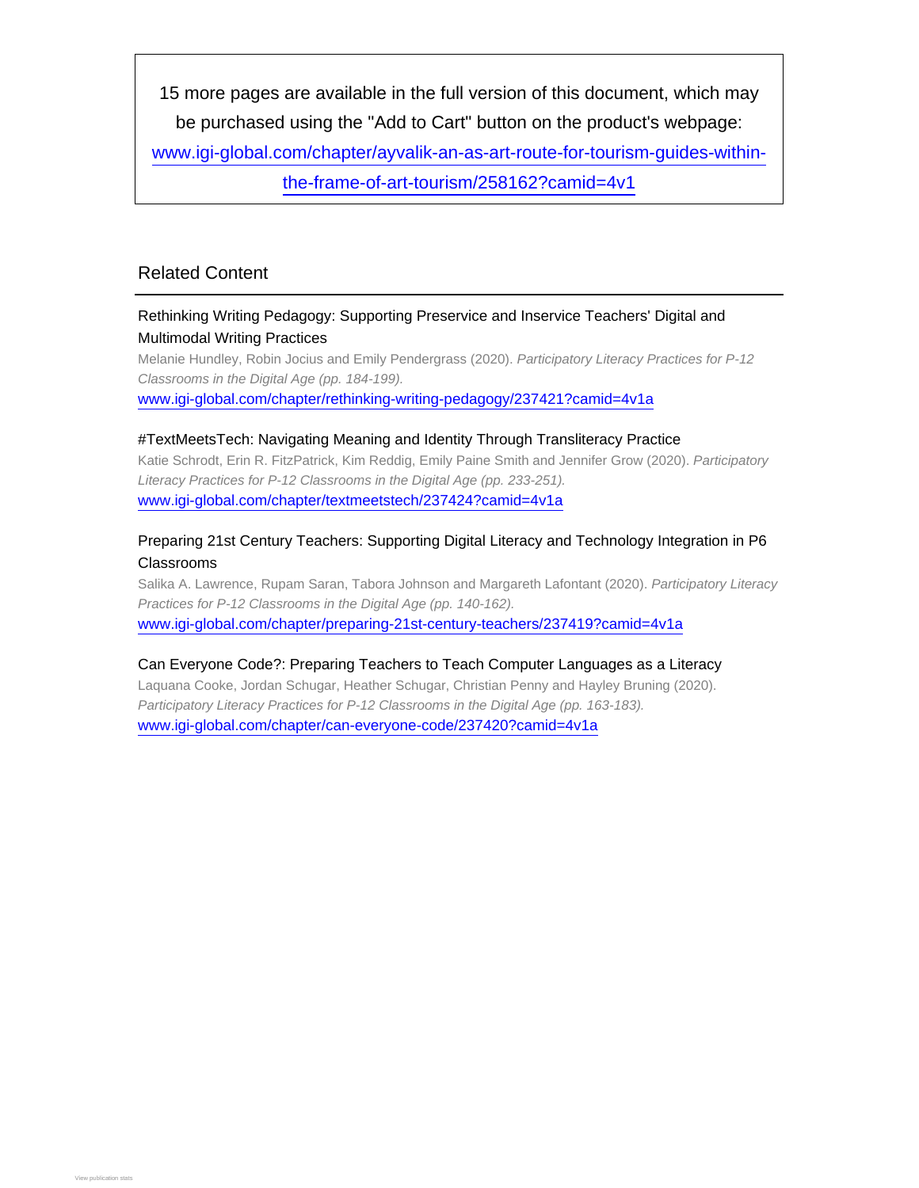15 more pages are available in the full version of this document, which may be purchased using the "Add to Cart" button on the product's webpage:
www.igi-global.com/chapter/ayvalik-an-as-art-route-for-tourism-guides-within-the-frame-of-art-tourism/258162?camid=4v1

## Related Content

Rethinking Writing Pedagogy: Supporting Preservice and Inservice Teachers' Digital and Multimodal Writing Practices
Melanie Hundley, Robin Jocius and Emily Pendergrass (2020). *Participatory Literacy Practices for P-12 Classrooms in the Digital Age (pp. 184-199).*
www.igi-global.com/chapter/rethinking-writing-pedagogy/237421?camid=4v1a

#TextMeetsTech: Navigating Meaning and Identity Through Transliteracy Practice
Katie Schrodt, Erin R. FitzPatrick, Kim Reddig, Emily Paine Smith and Jennifer Grow (2020). *Participatory Literacy Practices for P-12 Classrooms in the Digital Age (pp. 233-251).*
www.igi-global.com/chapter/textmeetstech/237424?camid=4v1a

Preparing 21st Century Teachers: Supporting Digital Literacy and Technology Integration in P6 Classrooms
Salika A. Lawrence, Rupam Saran, Tabora Johnson and Margareth Lafontant (2020). *Participatory Literacy Practices for P-12 Classrooms in the Digital Age (pp. 140-162).*
www.igi-global.com/chapter/preparing-21st-century-teachers/237419?camid=4v1a

Can Everyone Code?: Preparing Teachers to Teach Computer Languages as a Literacy
Laquana Cooke, Jordan Schugar, Heather Schugar, Christian Penny and Hayley Bruning (2020). *Participatory Literacy Practices for P-12 Classrooms in the Digital Age (pp. 163-183).*
www.igi-global.com/chapter/can-everyone-code/237420?camid=4v1a